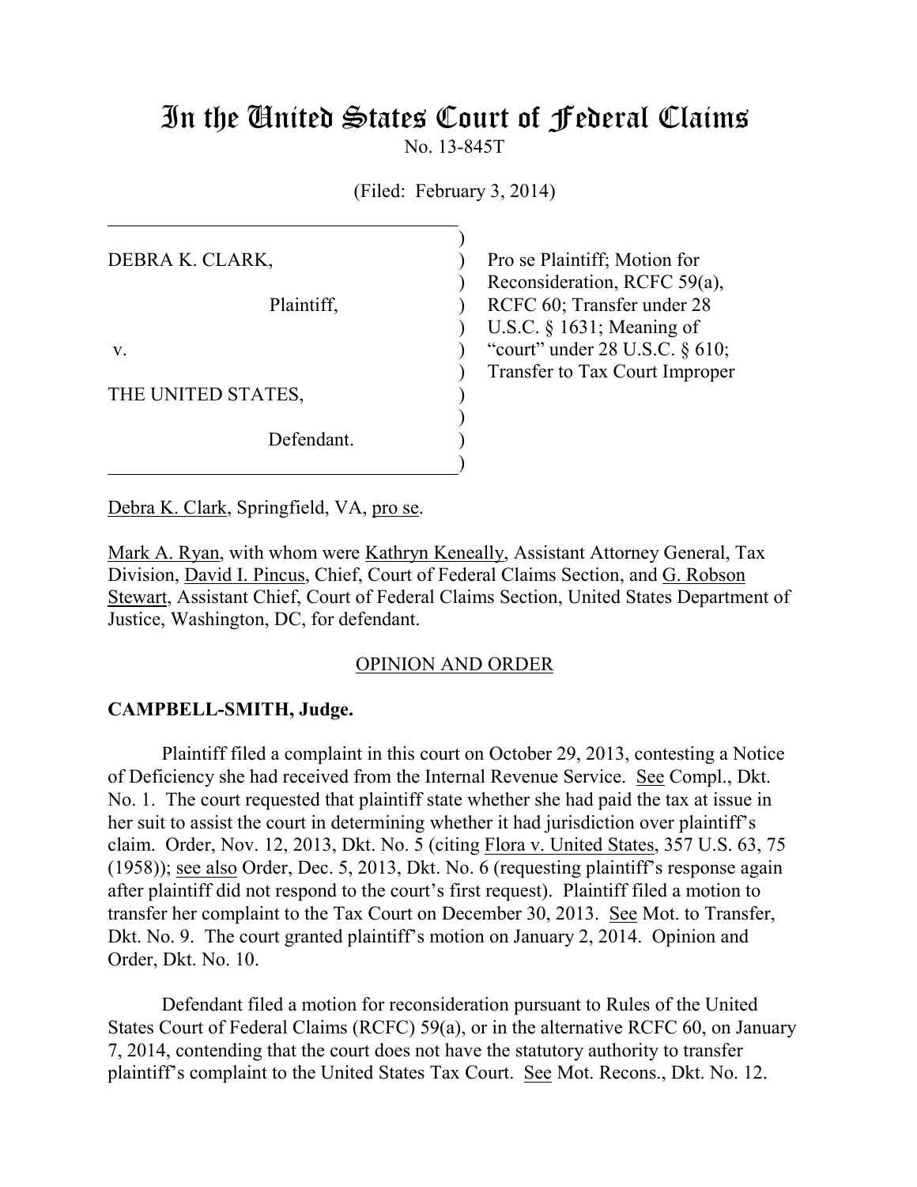# In the United States Court of Federal Claims

No. 13-845T

(Filed: February 3, 2014)

| | |
|---|---|
| DEBRA K. CLARK,<br><br>Plaintiff,<br><br>v.<br><br>THE UNITED STATES,<br><br>Defendant. | Pro se Plaintiff; Motion for Reconsideration, RCFC 59(a), RCFC 60; Transfer under 28 U.S.C. § 1631; Meaning of "court" under 28 U.S.C. § 610; Transfer to Tax Court Improper |

Debra K. Clark, Springfield, VA, pro se.

Mark A. Ryan, with whom were Kathryn Keneally, Assistant Attorney General, Tax Division, David I. Pincus, Chief, Court of Federal Claims Section, and G. Robson Stewart, Assistant Chief, Court of Federal Claims Section, United States Department of Justice, Washington, DC, for defendant.

OPINION AND ORDER

**CAMPBELL-SMITH, Judge.**

Plaintiff filed a complaint in this court on October 29, 2013, contesting a Notice of Deficiency she had received from the Internal Revenue Service. See Compl., Dkt. No. 1. The court requested that plaintiff state whether she had paid the tax at issue in her suit to assist the court in determining whether it had jurisdiction over plaintiff's claim. Order, Nov. 12, 2013, Dkt. No. 5 (citing Flora v. United States, 357 U.S. 63, 75 (1958)); see also Order, Dec. 5, 2013, Dkt. No. 6 (requesting plaintiff's response again after plaintiff did not respond to the court's first request). Plaintiff filed a motion to transfer her complaint to the Tax Court on December 30, 2013. See Mot. to Transfer, Dkt. No. 9. The court granted plaintiff's motion on January 2, 2014. Opinion and Order, Dkt. No. 10.

Defendant filed a motion for reconsideration pursuant to Rules of the United States Court of Federal Claims (RCFC) 59(a), or in the alternative RCFC 60, on January 7, 2014, contending that the court does not have the statutory authority to transfer plaintiff's complaint to the United States Tax Court. See Mot. Recons., Dkt. No. 12.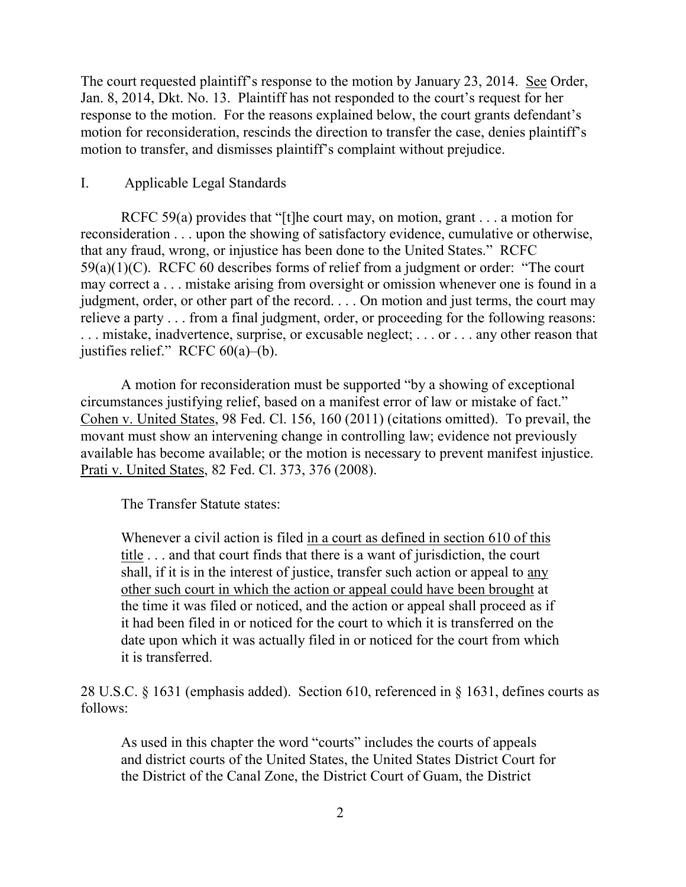The court requested plaintiff's response to the motion by January 23, 2014. See Order, Jan. 8, 2014, Dkt. No. 13. Plaintiff has not responded to the court's request for her response to the motion. For the reasons explained below, the court grants defendant's motion for reconsideration, rescinds the direction to transfer the case, denies plaintiff's motion to transfer, and dismisses plaintiff's complaint without prejudice.

I. Applicable Legal Standards

RCFC 59(a) provides that "[t]he court may, on motion, grant . . . a motion for reconsideration . . . upon the showing of satisfactory evidence, cumulative or otherwise, that any fraud, wrong, or injustice has been done to the United States." RCFC 59(a)(1)(C). RCFC 60 describes forms of relief from a judgment or order: "The court may correct a . . . mistake arising from oversight or omission whenever one is found in a judgment, order, or other part of the record. . . . On motion and just terms, the court may relieve a party . . . from a final judgment, order, or proceeding for the following reasons: . . . mistake, inadvertence, surprise, or excusable neglect; . . . or . . . any other reason that justifies relief." RCFC 60(a)–(b).

A motion for reconsideration must be supported "by a showing of exceptional circumstances justifying relief, based on a manifest error of law or mistake of fact." Cohen v. United States, 98 Fed. Cl. 156, 160 (2011) (citations omitted). To prevail, the movant must show an intervening change in controlling law; evidence not previously available has become available; or the motion is necessary to prevent manifest injustice. Prati v. United States, 82 Fed. Cl. 373, 376 (2008).

The Transfer Statute states:

> Whenever a civil action is filed in a court as defined in section 610 of this title . . . and that court finds that there is a want of jurisdiction, the court shall, if it is in the interest of justice, transfer such action or appeal to any other such court in which the action or appeal could have been brought at the time it was filed or noticed, and the action or appeal shall proceed as if it had been filed in or noticed for the court to which it is transferred on the date upon which it was actually filed in or noticed for the court from which it is transferred.

28 U.S.C. § 1631 (emphasis added). Section 610, referenced in § 1631, defines courts as follows:

> As used in this chapter the word "courts" includes the courts of appeals and district courts of the United States, the United States District Court for the District of the Canal Zone, the District Court of Guam, the District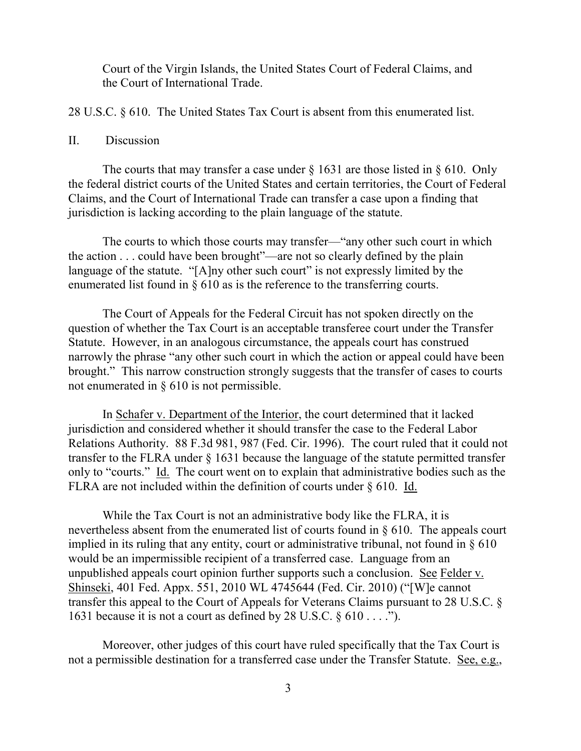Court of the Virgin Islands, the United States Court of Federal Claims, and the Court of International Trade.

28 U.S.C. § 610. The United States Tax Court is absent from this enumerated list.

## II. Discussion

The courts that may transfer a case under § 1631 are those listed in § 610. Only the federal district courts of the United States and certain territories, the Court of Federal Claims, and the Court of International Trade can transfer a case upon a finding that jurisdiction is lacking according to the plain language of the statute.

The courts to which those courts may transfer—"any other such court in which the action . . . could have been brought"—are not so clearly defined by the plain language of the statute. "[A]ny other such court" is not expressly limited by the enumerated list found in § 610 as is the reference to the transferring courts.

The Court of Appeals for the Federal Circuit has not spoken directly on the question of whether the Tax Court is an acceptable transferee court under the Transfer Statute. However, in an analogous circumstance, the appeals court has construed narrowly the phrase "any other such court in which the action or appeal could have been brought." This narrow construction strongly suggests that the transfer of cases to courts not enumerated in § 610 is not permissible.

In Schafer v. Department of the Interior, the court determined that it lacked jurisdiction and considered whether it should transfer the case to the Federal Labor Relations Authority. 88 F.3d 981, 987 (Fed. Cir. 1996). The court ruled that it could not transfer to the FLRA under § 1631 because the language of the statute permitted transfer only to "courts." Id. The court went on to explain that administrative bodies such as the FLRA are not included within the definition of courts under § 610. Id.

While the Tax Court is not an administrative body like the FLRA, it is nevertheless absent from the enumerated list of courts found in § 610. The appeals court implied in its ruling that any entity, court or administrative tribunal, not found in § 610 would be an impermissible recipient of a transferred case. Language from an unpublished appeals court opinion further supports such a conclusion. See Felder v. Shinseki, 401 Fed. Appx. 551, 2010 WL 4745644 (Fed. Cir. 2010) ("[W]e cannot transfer this appeal to the Court of Appeals for Veterans Claims pursuant to 28 U.S.C. § 1631 because it is not a court as defined by 28 U.S.C. § 610 . . . .").

Moreover, other judges of this court have ruled specifically that the Tax Court is not a permissible destination for a transferred case under the Transfer Statute. See, e.g.,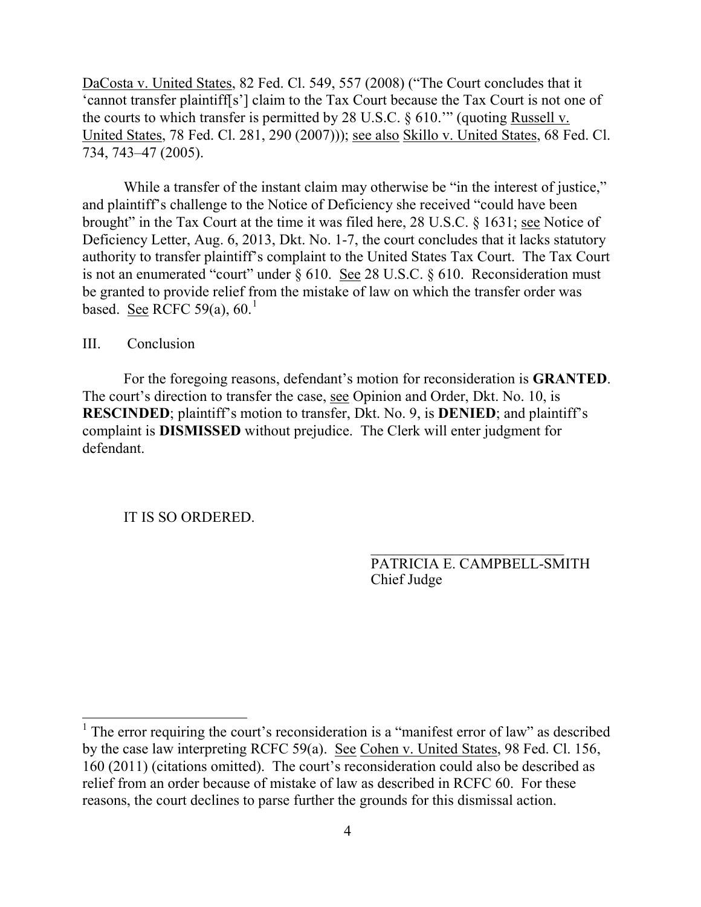DaCosta v. United States, 82 Fed. Cl. 549, 557 (2008) ("The Court concludes that it 'cannot transfer plaintiff[s'] claim to the Tax Court because the Tax Court is not one of the courts to which transfer is permitted by 28 U.S.C. § 610.'" (quoting Russell v. United States, 78 Fed. Cl. 281, 290 (2007))); see also Skillo v. United States, 68 Fed. Cl. 734, 743–47 (2005).

While a transfer of the instant claim may otherwise be "in the interest of justice," and plaintiff's challenge to the Notice of Deficiency she received "could have been brought" in the Tax Court at the time it was filed here, 28 U.S.C. § 1631; see Notice of Deficiency Letter, Aug. 6, 2013, Dkt. No. 1-7, the court concludes that it lacks statutory authority to transfer plaintiff's complaint to the United States Tax Court. The Tax Court is not an enumerated "court" under § 610. See 28 U.S.C. § 610. Reconsideration must be granted to provide relief from the mistake of law on which the transfer order was based. See RCFC 59(a), 60.[1]

## III. Conclusion

For the foregoing reasons, defendant's motion for reconsideration is **GRANTED**. The court's direction to transfer the case, see Opinion and Order, Dkt. No. 10, is **RESCINDED**; plaintiff's motion to transfer, Dkt. No. 9, is **DENIED**; and plaintiff's complaint is **DISMISSED** without prejudice. The Clerk will enter judgment for defendant.

IT IS SO ORDERED.

PATRICIA E. CAMPBELL-SMITH
Chief Judge

---

[1] The error requiring the court's reconsideration is a "manifest error of law" as described by the case law interpreting RCFC 59(a). See Cohen v. United States, 98 Fed. Cl. 156, 160 (2011) (citations omitted). The court's reconsideration could also be described as relief from an order because of mistake of law as described in RCFC 60. For these reasons, the court declines to parse further the grounds for this dismissal action.